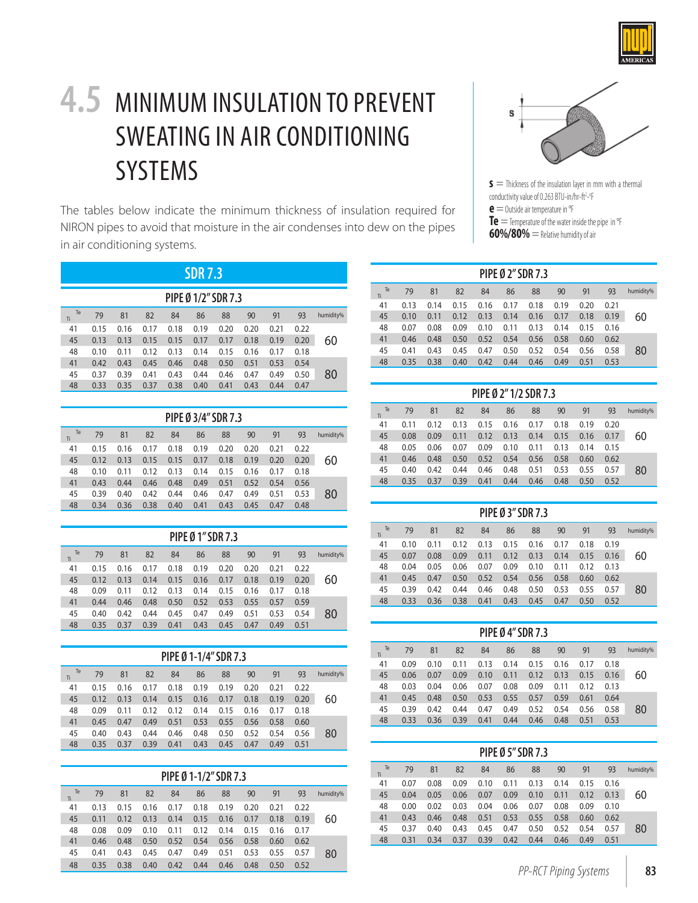# 4.5 MINIMUM INSULATION TO PREVENT SWEATING IN AIR CONDITIONING SYSTEMS

The tables below indicate the minimum thickness of insulation required for NIRON pipes to avoid that moisture in the air condenses into dew on the pipes in air conditioning systems.

**s** = Thickness of the insulation layer in mm with a thermal conductivity value of 0.263 BTU-in/hr-ft²-°F
**e** = Outside air temperature in °F
**Te** = Temperature of the water inside the pipe in °F
**60%/80%** = Relative humidity of air

## SDR 7.3

### PIPE Ø 1/2" SDR 7.3

| Ti \ Te | 79 | 81 | 82 | 84 | 86 | 88 | 90 | 91 | 93 | humidity% |
|---|---|---|---|---|---|---|---|---|---|---|
| 41 | 0.15 | 0.16 | 0.17 | 0.18 | 0.19 | 0.20 | 0.20 | 0.21 | 0.22 | |
| 45 | 0.13 | 0.13 | 0.15 | 0.15 | 0.17 | 0.18 | 0.19 | 0.19 | 0.20 | 60 |
| 48 | 0.10 | 0.11 | 0.12 | 0.13 | 0.14 | 0.15 | 0.16 | 0.17 | 0.18 | |
| 41 | 0.42 | 0.43 | 0.45 | 0.46 | 0.48 | 0.50 | 0.51 | 0.53 | 0.54 | |
| 45 | 0.37 | 0.39 | 0.41 | 0.43 | 0.44 | 0.46 | 0.47 | 0.49 | 0.50 | 80 |
| 48 | 0.33 | 0.35 | 0.37 | 0.38 | 0.40 | 0.41 | 0.43 | 0.44 | 0.47 | |

### PIPE Ø 3/4" SDR 7.3

| Ti \ Te | 79 | 81 | 82 | 84 | 86 | 88 | 90 | 91 | 93 | humidity% |
|---|---|---|---|---|---|---|---|---|---|---|
| 41 | 0.15 | 0.16 | 0.17 | 0.18 | 0.19 | 0.20 | 0.20 | 0.21 | 0.22 | |
| 45 | 0.12 | 0.13 | 0.15 | 0.15 | 0.17 | 0.18 | 0.19 | 0.20 | 0.20 | 60 |
| 48 | 0.10 | 0.11 | 0.12 | 0.13 | 0.14 | 0.15 | 0.16 | 0.17 | 0.18 | |
| 41 | 0.43 | 0.44 | 0.46 | 0.48 | 0.49 | 0.51 | 0.52 | 0.54 | 0.56 | |
| 45 | 0.39 | 0.40 | 0.42 | 0.44 | 0.46 | 0.47 | 0.49 | 0.51 | 0.53 | 80 |
| 48 | 0.34 | 0.36 | 0.38 | 0.40 | 0.41 | 0.43 | 0.45 | 0.47 | 0.48 | |

### PIPE Ø 1" SDR 7.3

| Ti \ Te | 79 | 81 | 82 | 84 | 86 | 88 | 90 | 91 | 93 | humidity% |
|---|---|---|---|---|---|---|---|---|---|---|
| 41 | 0.15 | 0.16 | 0.17 | 0.18 | 0.19 | 0.20 | 0.20 | 0.21 | 0.22 | |
| 45 | 0.12 | 0.13 | 0.14 | 0.15 | 0.16 | 0.17 | 0.18 | 0.19 | 0.20 | 60 |
| 48 | 0.09 | 0.11 | 0.12 | 0.13 | 0.14 | 0.15 | 0.16 | 0.17 | 0.18 | |
| 41 | 0.44 | 0.46 | 0.48 | 0.50 | 0.52 | 0.53 | 0.55 | 0.57 | 0.59 | |
| 45 | 0.40 | 0.42 | 0.44 | 0.45 | 0.47 | 0.49 | 0.51 | 0.53 | 0.54 | 80 |
| 48 | 0.35 | 0.37 | 0.39 | 0.41 | 0.43 | 0.45 | 0.47 | 0.49 | 0.51 | |

### PIPE Ø 1-1/4" SDR 7.3

| Ti \ Te | 79 | 81 | 82 | 84 | 86 | 88 | 90 | 91 | 93 | humidity% |
|---|---|---|---|---|---|---|---|---|---|---|
| 41 | 0.15 | 0.16 | 0.17 | 0.18 | 0.19 | 0.19 | 0.20 | 0.21 | 0.22 | |
| 45 | 0.12 | 0.13 | 0.14 | 0.15 | 0.16 | 0.17 | 0.18 | 0.19 | 0.20 | 60 |
| 48 | 0.09 | 0.11 | 0.12 | 0.12 | 0.14 | 0.15 | 0.16 | 0.17 | 0.18 | |
| 41 | 0.45 | 0.47 | 0.49 | 0.51 | 0.53 | 0.55 | 0.56 | 0.58 | 0.60 | |
| 45 | 0.40 | 0.43 | 0.44 | 0.46 | 0.48 | 0.50 | 0.52 | 0.54 | 0.56 | 80 |
| 48 | 0.35 | 0.37 | 0.39 | 0.41 | 0.43 | 0.45 | 0.47 | 0.49 | 0.51 | |

### PIPE Ø 1-1/2" SDR 7.3

| Ti \ Te | 79 | 81 | 82 | 84 | 86 | 88 | 90 | 91 | 93 | humidity% |
|---|---|---|---|---|---|---|---|---|---|---|
| 41 | 0.13 | 0.15 | 0.16 | 0.17 | 0.18 | 0.19 | 0.20 | 0.21 | 0.22 | |
| 45 | 0.11 | 0.12 | 0.13 | 0.14 | 0.15 | 0.16 | 0.17 | 0.18 | 0.19 | 60 |
| 48 | 0.08 | 0.09 | 0.10 | 0.11 | 0.12 | 0.14 | 0.15 | 0.16 | 0.17 | |
| 41 | 0.46 | 0.48 | 0.50 | 0.52 | 0.54 | 0.56 | 0.58 | 0.60 | 0.62 | |
| 45 | 0.41 | 0.43 | 0.45 | 0.47 | 0.49 | 0.51 | 0.53 | 0.55 | 0.57 | 80 |
| 48 | 0.35 | 0.38 | 0.40 | 0.42 | 0.44 | 0.46 | 0.48 | 0.50 | 0.52 | |

### PIPE Ø 2" SDR 7.3

| Ti \ Te | 79 | 81 | 82 | 84 | 86 | 88 | 90 | 91 | 93 | humidity% |
|---|---|---|---|---|---|---|---|---|---|---|
| 41 | 0.13 | 0.14 | 0.15 | 0.16 | 0.17 | 0.18 | 0.19 | 0.20 | 0.21 | |
| 45 | 0.10 | 0.11 | 0.12 | 0.13 | 0.14 | 0.16 | 0.17 | 0.18 | 0.19 | 60 |
| 48 | 0.07 | 0.08 | 0.09 | 0.10 | 0.11 | 0.13 | 0.14 | 0.15 | 0.16 | |
| 41 | 0.46 | 0.48 | 0.50 | 0.52 | 0.54 | 0.56 | 0.58 | 0.60 | 0.62 | |
| 45 | 0.41 | 0.43 | 0.45 | 0.47 | 0.50 | 0.52 | 0.54 | 0.56 | 0.58 | 80 |
| 48 | 0.35 | 0.38 | 0.40 | 0.42 | 0.44 | 0.46 | 0.49 | 0.51 | 0.53 | |

### PIPE Ø 2" 1/2 SDR 7.3

| Ti \ Te | 79 | 81 | 82 | 84 | 86 | 88 | 90 | 91 | 93 | humidity% |
|---|---|---|---|---|---|---|---|---|---|---|
| 41 | 0.11 | 0.12 | 0.13 | 0.15 | 0.16 | 0.17 | 0.18 | 0.19 | 0.20 | |
| 45 | 0.08 | 0.09 | 0.11 | 0.12 | 0.13 | 0.14 | 0.15 | 0.16 | 0.17 | 60 |
| 48 | 0.05 | 0.06 | 0.07 | 0.09 | 0.10 | 0.11 | 0.13 | 0.14 | 0.15 | |
| 41 | 0.46 | 0.48 | 0.50 | 0.52 | 0.54 | 0.56 | 0.58 | 0.60 | 0.62 | |
| 45 | 0.40 | 0.42 | 0.44 | 0.46 | 0.48 | 0.51 | 0.53 | 0.55 | 0.57 | 80 |
| 48 | 0.35 | 0.37 | 0.39 | 0.41 | 0.44 | 0.46 | 0.48 | 0.50 | 0.52 | |

### PIPE Ø 3" SDR 7.3

| Ti \ Te | 79 | 81 | 82 | 84 | 86 | 88 | 90 | 91 | 93 | humidity% |
|---|---|---|---|---|---|---|---|---|---|---|
| 41 | 0.10 | 0.11 | 0.12 | 0.13 | 0.15 | 0.16 | 0.17 | 0.18 | 0.19 | |
| 45 | 0.07 | 0.08 | 0.09 | 0.11 | 0.12 | 0.13 | 0.14 | 0.15 | 0.16 | 60 |
| 48 | 0.04 | 0.05 | 0.06 | 0.07 | 0.09 | 0.10 | 0.11 | 0.12 | 0.13 | |
| 41 | 0.45 | 0.47 | 0.50 | 0.52 | 0.54 | 0.56 | 0.58 | 0.60 | 0.62 | |
| 45 | 0.39 | 0.42 | 0.44 | 0.46 | 0.48 | 0.50 | 0.53 | 0.55 | 0.57 | 80 |
| 48 | 0.33 | 0.36 | 0.38 | 0.41 | 0.43 | 0.45 | 0.47 | 0.50 | 0.52 | |

### PIPE Ø 4" SDR 7.3

| Ti \ Te | 79 | 81 | 82 | 84 | 86 | 88 | 90 | 91 | 93 | humidity% |
|---|---|---|---|---|---|---|---|---|---|---|
| 41 | 0.09 | 0.10 | 0.11 | 0.13 | 0.14 | 0.15 | 0.16 | 0.17 | 0.18 | |
| 45 | 0.06 | 0.07 | 0.09 | 0.10 | 0.11 | 0.12 | 0.13 | 0.15 | 0.16 | 60 |
| 48 | 0.03 | 0.04 | 0.06 | 0.07 | 0.08 | 0.09 | 0.11 | 0.12 | 0.13 | |
| 41 | 0.45 | 0.48 | 0.50 | 0.53 | 0.55 | 0.57 | 0.59 | 0.61 | 0.64 | |
| 45 | 0.39 | 0.42 | 0.44 | 0.47 | 0.49 | 0.52 | 0.54 | 0.56 | 0.58 | 80 |
| 48 | 0.33 | 0.36 | 0.39 | 0.41 | 0.44 | 0.46 | 0.48 | 0.51 | 0.53 | |

### PIPE Ø 5" SDR 7.3

| Ti \ Te | 79 | 81 | 82 | 84 | 86 | 88 | 90 | 91 | 93 | humidity% |
|---|---|---|---|---|---|---|---|---|---|---|
| 41 | 0.07 | 0.08 | 0.09 | 0.10 | 0.11 | 0.13 | 0.14 | 0.15 | 0.16 | |
| 45 | 0.04 | 0.05 | 0.06 | 0.07 | 0.09 | 0.10 | 0.11 | 0.12 | 0.13 | 60 |
| 48 | 0.00 | 0.02 | 0.03 | 0.04 | 0.06 | 0.07 | 0.08 | 0.09 | 0.10 | |
| 41 | 0.43 | 0.46 | 0.48 | 0.51 | 0.53 | 0.55 | 0.58 | 0.60 | 0.62 | |
| 45 | 0.37 | 0.40 | 0.43 | 0.45 | 0.47 | 0.50 | 0.52 | 0.54 | 0.57 | 80 |
| 48 | 0.31 | 0.34 | 0.37 | 0.39 | 0.42 | 0.44 | 0.46 | 0.49 | 0.51 | |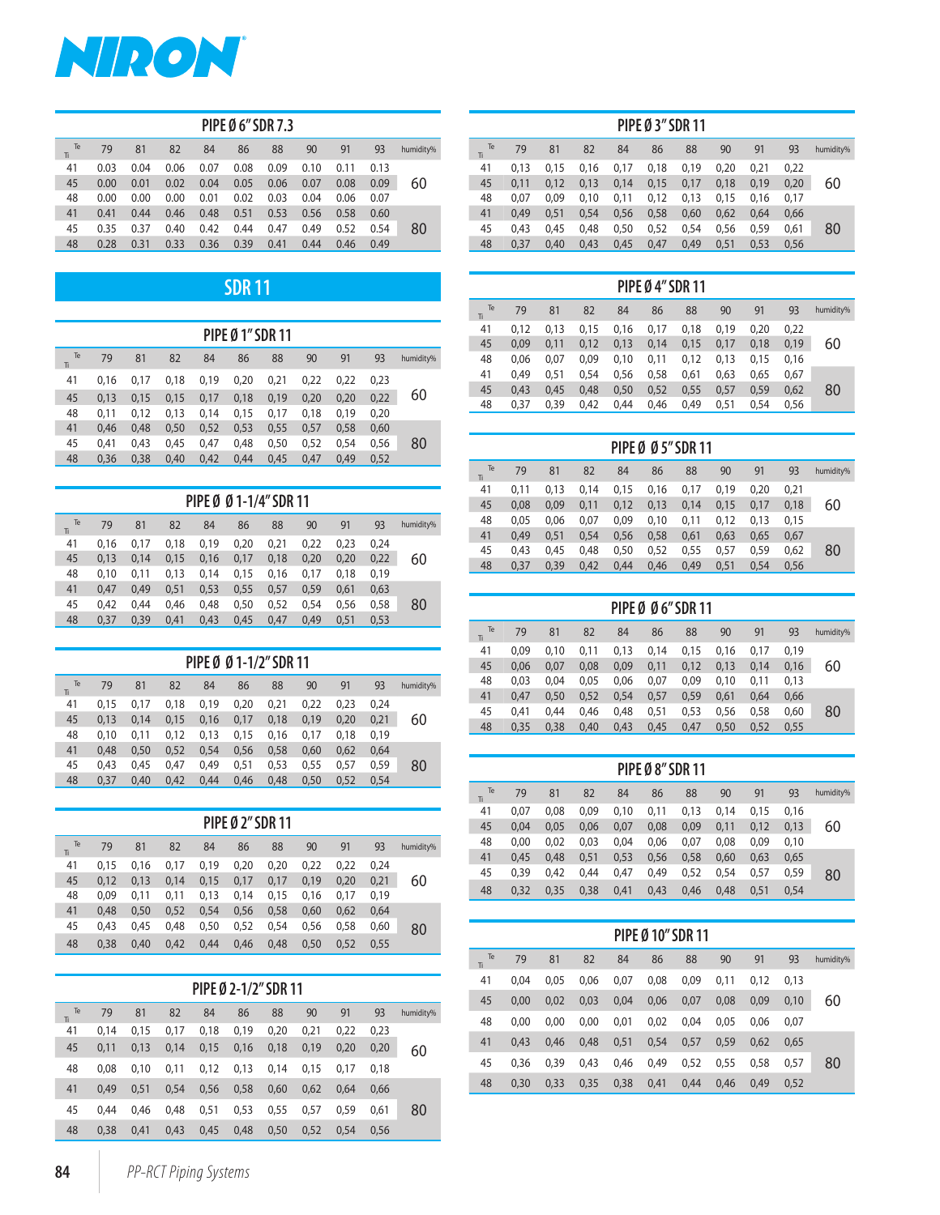# NIRON

## PIPE Ø 6" SDR 7.3

| Ti \ Te | 79 | 81 | 82 | 84 | 86 | 88 | 90 | 91 | 93 | humidity% |
|---|---|---|---|---|---|---|---|---|---|---|
| 41 | 0.03 | 0.04 | 0.06 | 0.07 | 0.08 | 0.09 | 0.10 | 0.11 | 0.13 | 60 |
| 45 | 0.00 | 0.01 | 0.02 | 0.04 | 0.05 | 0.06 | 0.07 | 0.08 | 0.09 | |
| 48 | 0.00 | 0.00 | 0.00 | 0.01 | 0.02 | 0.03 | 0.04 | 0.06 | 0.07 | |
| 41 | 0.41 | 0.44 | 0.46 | 0.48 | 0.51 | 0.53 | 0.56 | 0.58 | 0.60 | 80 |
| 45 | 0.35 | 0.37 | 0.40 | 0.42 | 0.44 | 0.47 | 0.49 | 0.52 | 0.54 | |
| 48 | 0.28 | 0.31 | 0.33 | 0.36 | 0.39 | 0.41 | 0.44 | 0.46 | 0.49 | |

## SDR 11

### PIPE Ø 1" SDR 11

| Ti \ Te | 79 | 81 | 82 | 84 | 86 | 88 | 90 | 91 | 93 | humidity% |
|---|---|---|---|---|---|---|---|---|---|---|
| 41 | 0,16 | 0,17 | 0,18 | 0,19 | 0,20 | 0,21 | 0,22 | 0,22 | 0,23 | 60 |
| 45 | 0,13 | 0,15 | 0,15 | 0,17 | 0,18 | 0,19 | 0,20 | 0,20 | 0,22 | |
| 48 | 0,11 | 0,12 | 0,13 | 0,14 | 0,15 | 0,17 | 0,18 | 0,19 | 0,20 | |
| 41 | 0,46 | 0,48 | 0,50 | 0,52 | 0,53 | 0,55 | 0,57 | 0,58 | 0,60 | 80 |
| 45 | 0,41 | 0,43 | 0,45 | 0,47 | 0,48 | 0,50 | 0,52 | 0,54 | 0,56 | |
| 48 | 0,36 | 0,38 | 0,40 | 0,42 | 0,44 | 0,45 | 0,47 | 0,49 | 0,52 | |

### PIPE Ø Ø 1-1/4" SDR 11

| Ti \ Te | 79 | 81 | 82 | 84 | 86 | 88 | 90 | 91 | 93 | humidity% |
|---|---|---|---|---|---|---|---|---|---|---|
| 41 | 0,16 | 0,17 | 0,18 | 0,19 | 0,20 | 0,21 | 0,22 | 0,23 | 0,24 | 60 |
| 45 | 0,13 | 0,14 | 0,15 | 0,16 | 0,17 | 0,18 | 0,20 | 0,20 | 0,22 | |
| 48 | 0,10 | 0,11 | 0,13 | 0,14 | 0,15 | 0,16 | 0,17 | 0,18 | 0,19 | |
| 41 | 0,47 | 0,49 | 0,51 | 0,53 | 0,55 | 0,57 | 0,59 | 0,61 | 0,63 | 80 |
| 45 | 0,42 | 0,44 | 0,46 | 0,48 | 0,50 | 0,52 | 0,54 | 0,56 | 0,58 | |
| 48 | 0,37 | 0,39 | 0,41 | 0,43 | 0,45 | 0,47 | 0,49 | 0,51 | 0,53 | |

### PIPE Ø Ø 1-1/2" SDR 11

| Ti \ Te | 79 | 81 | 82 | 84 | 86 | 88 | 90 | 91 | 93 | humidity% |
|---|---|---|---|---|---|---|---|---|---|---|
| 41 | 0,15 | 0,17 | 0,18 | 0,19 | 0,20 | 0,21 | 0,22 | 0,23 | 0,24 | 60 |
| 45 | 0,13 | 0,14 | 0,15 | 0,16 | 0,17 | 0,18 | 0,19 | 0,20 | 0,21 | |
| 48 | 0,10 | 0,11 | 0,12 | 0,13 | 0,15 | 0,16 | 0,17 | 0,18 | 0,19 | |
| 41 | 0,48 | 0,50 | 0,52 | 0,54 | 0,56 | 0,58 | 0,60 | 0,62 | 0,64 | 80 |
| 45 | 0,43 | 0,45 | 0,47 | 0,49 | 0,51 | 0,53 | 0,55 | 0,57 | 0,59 | |
| 48 | 0,37 | 0,40 | 0,42 | 0,44 | 0,46 | 0,48 | 0,50 | 0,52 | 0,54 | |

### PIPE Ø 2" SDR 11

| Ti \ Te | 79 | 81 | 82 | 84 | 86 | 88 | 90 | 91 | 93 | humidity% |
|---|---|---|---|---|---|---|---|---|---|---|
| 41 | 0,15 | 0,16 | 0,17 | 0,19 | 0,20 | 0,20 | 0,22 | 0,22 | 0,24 | 60 |
| 45 | 0,12 | 0,13 | 0,14 | 0,15 | 0,17 | 0,17 | 0,19 | 0,20 | 0,21 | |
| 48 | 0,09 | 0,11 | 0,11 | 0,13 | 0,14 | 0,15 | 0,16 | 0,17 | 0,19 | |
| 41 | 0,48 | 0,50 | 0,52 | 0,54 | 0,56 | 0,58 | 0,60 | 0,62 | 0,64 | 80 |
| 45 | 0,43 | 0,45 | 0,48 | 0,50 | 0,52 | 0,54 | 0,56 | 0,58 | 0,60 | |
| 48 | 0,38 | 0,40 | 0,42 | 0,44 | 0,46 | 0,48 | 0,50 | 0,52 | 0,55 | |

### PIPE Ø 2-1/2" SDR 11

| Ti \ Te | 79 | 81 | 82 | 84 | 86 | 88 | 90 | 91 | 93 | humidity% |
|---|---|---|---|---|---|---|---|---|---|---|
| 41 | 0,14 | 0,15 | 0,17 | 0,18 | 0,19 | 0,20 | 0,21 | 0,22 | 0,23 | 60 |
| 45 | 0,11 | 0,13 | 0,14 | 0,15 | 0,16 | 0,18 | 0,19 | 0,20 | 0,20 | |
| 48 | 0,08 | 0,10 | 0,11 | 0,12 | 0,13 | 0,14 | 0,15 | 0,17 | 0,18 | |
| 41 | 0,49 | 0,51 | 0,54 | 0,56 | 0,58 | 0,60 | 0,62 | 0,64 | 0,66 | 80 |
| 45 | 0,44 | 0,46 | 0,48 | 0,51 | 0,53 | 0,55 | 0,57 | 0,59 | 0,61 | |
| 48 | 0,38 | 0,41 | 0,43 | 0,45 | 0,48 | 0,50 | 0,52 | 0,54 | 0,56 | |

### PIPE Ø 3" SDR 11

| Ti \ Te | 79 | 81 | 82 | 84 | 86 | 88 | 90 | 91 | 93 | humidity% |
|---|---|---|---|---|---|---|---|---|---|---|
| 41 | 0,13 | 0,15 | 0,16 | 0,17 | 0,18 | 0,19 | 0,20 | 0,21 | 0,22 | 60 |
| 45 | 0,11 | 0,12 | 0,13 | 0,14 | 0,15 | 0,17 | 0,18 | 0,19 | 0,20 | |
| 48 | 0,07 | 0,09 | 0,10 | 0,11 | 0,12 | 0,13 | 0,15 | 0,16 | 0,17 | |
| 41 | 0,49 | 0,51 | 0,54 | 0,56 | 0,58 | 0,60 | 0,62 | 0,64 | 0,66 | 80 |
| 45 | 0,43 | 0,45 | 0,48 | 0,50 | 0,52 | 0,54 | 0,56 | 0,59 | 0,61 | |
| 48 | 0,37 | 0,40 | 0,43 | 0,45 | 0,47 | 0,49 | 0,51 | 0,53 | 0,56 | |

### PIPE Ø 4" SDR 11

| Ti \ Te | 79 | 81 | 82 | 84 | 86 | 88 | 90 | 91 | 93 | humidity% |
|---|---|---|---|---|---|---|---|---|---|---|
| 41 | 0,12 | 0,13 | 0,15 | 0,16 | 0,17 | 0,18 | 0,19 | 0,20 | 0,22 | 60 |
| 45 | 0,09 | 0,11 | 0,12 | 0,13 | 0,14 | 0,15 | 0,17 | 0,18 | 0,19 | |
| 48 | 0,06 | 0,07 | 0,09 | 0,10 | 0,11 | 0,12 | 0,13 | 0,15 | 0,16 | |
| 41 | 0,49 | 0,51 | 0,54 | 0,56 | 0,58 | 0,61 | 0,63 | 0,65 | 0,67 | 80 |
| 45 | 0,43 | 0,45 | 0,48 | 0,50 | 0,52 | 0,55 | 0,57 | 0,59 | 0,62 | |
| 48 | 0,37 | 0,39 | 0,42 | 0,44 | 0,46 | 0,49 | 0,51 | 0,54 | 0,56 | |

### PIPE Ø Ø 5" SDR 11

| Ti \ Te | 79 | 81 | 82 | 84 | 86 | 88 | 90 | 91 | 93 | humidity% |
|---|---|---|---|---|---|---|---|---|---|---|
| 41 | 0,11 | 0,13 | 0,14 | 0,15 | 0,16 | 0,17 | 0,19 | 0,20 | 0,21 | 60 |
| 45 | 0,08 | 0,09 | 0,11 | 0,12 | 0,13 | 0,14 | 0,15 | 0,17 | 0,18 | |
| 48 | 0,05 | 0,06 | 0,07 | 0,09 | 0,10 | 0,11 | 0,12 | 0,13 | 0,15 | |
| 41 | 0,49 | 0,51 | 0,54 | 0,56 | 0,58 | 0,61 | 0,63 | 0,65 | 0,67 | 80 |
| 45 | 0,43 | 0,45 | 0,48 | 0,50 | 0,52 | 0,55 | 0,57 | 0,59 | 0,62 | |
| 48 | 0,37 | 0,39 | 0,42 | 0,44 | 0,46 | 0,49 | 0,51 | 0,54 | 0,56 | |

### PIPE Ø Ø 6" SDR 11

| Ti \ Te | 79 | 81 | 82 | 84 | 86 | 88 | 90 | 91 | 93 | humidity% |
|---|---|---|---|---|---|---|---|---|---|---|
| 41 | 0,09 | 0,10 | 0,11 | 0,13 | 0,14 | 0,15 | 0,16 | 0,17 | 0,19 | 60 |
| 45 | 0,06 | 0,07 | 0,08 | 0,09 | 0,11 | 0,12 | 0,13 | 0,14 | 0,16 | |
| 48 | 0,03 | 0,04 | 0,05 | 0,06 | 0,07 | 0,09 | 0,10 | 0,11 | 0,13 | |
| 41 | 0,47 | 0,50 | 0,52 | 0,54 | 0,57 | 0,59 | 0,61 | 0,64 | 0,66 | 80 |
| 45 | 0,41 | 0,44 | 0,46 | 0,48 | 0,51 | 0,53 | 0,56 | 0,58 | 0,60 | |
| 48 | 0,35 | 0,38 | 0,40 | 0,43 | 0,45 | 0,47 | 0,50 | 0,52 | 0,55 | |

### PIPE Ø 8" SDR 11

| Ti \ Te | 79 | 81 | 82 | 84 | 86 | 88 | 90 | 91 | 93 | humidity% |
|---|---|---|---|---|---|---|---|---|---|---|
| 41 | 0,07 | 0,08 | 0,09 | 0,10 | 0,11 | 0,13 | 0,14 | 0,15 | 0,16 | 60 |
| 45 | 0,04 | 0,05 | 0,06 | 0,07 | 0,08 | 0,09 | 0,11 | 0,12 | 0,13 | |
| 48 | 0,00 | 0,02 | 0,03 | 0,04 | 0,06 | 0,07 | 0,08 | 0,09 | 0,10 | |
| 41 | 0,45 | 0,48 | 0,51 | 0,53 | 0,56 | 0,58 | 0,60 | 0,63 | 0,65 | 80 |
| 45 | 0,39 | 0,42 | 0,44 | 0,47 | 0,49 | 0,52 | 0,54 | 0,57 | 0,59 | |
| 48 | 0,32 | 0,35 | 0,38 | 0,41 | 0,43 | 0,46 | 0,48 | 0,51 | 0,54 | |

### PIPE Ø 10" SDR 11

| Ti \ Te | 79 | 81 | 82 | 84 | 86 | 88 | 90 | 91 | 93 | humidity% |
|---|---|---|---|---|---|---|---|---|---|---|
| 41 | 0,04 | 0,05 | 0,06 | 0,07 | 0,08 | 0,09 | 0,11 | 0,12 | 0,13 | 60 |
| 45 | 0,00 | 0,02 | 0,03 | 0,04 | 0,06 | 0,07 | 0,08 | 0,09 | 0,10 | |
| 48 | 0,00 | 0,00 | 0,00 | 0,01 | 0,02 | 0,04 | 0,05 | 0,06 | 0,07 | |
| 41 | 0,43 | 0,46 | 0,48 | 0,51 | 0,54 | 0,57 | 0,59 | 0,62 | 0,65 | 80 |
| 45 | 0,36 | 0,39 | 0,43 | 0,46 | 0,49 | 0,52 | 0,55 | 0,58 | 0,57 | |
| 48 | 0,30 | 0,33 | 0,35 | 0,38 | 0,41 | 0,44 | 0,46 | 0,49 | 0,52 | |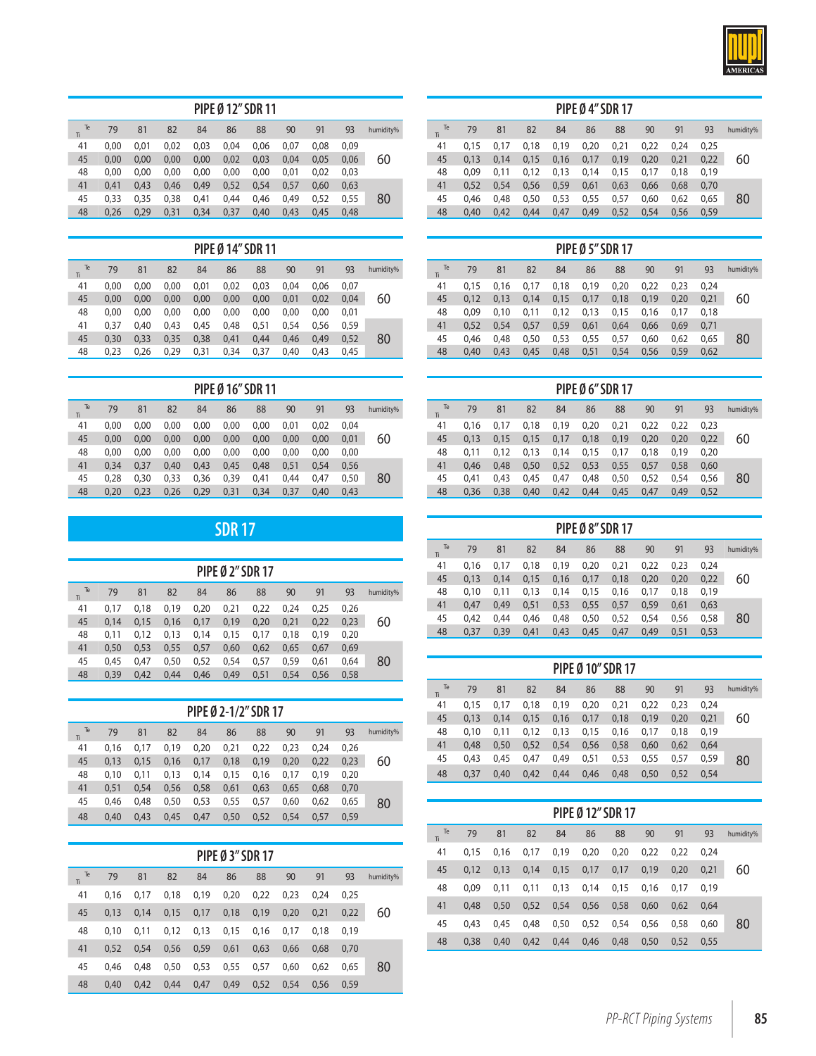## PIPE Ø 12" SDR 11

| Ti \ Te | 79 | 81 | 82 | 84 | 86 | 88 | 90 | 91 | 93 | humidity% |
|---|---|---|---|---|---|---|---|---|---|---|
| 41 | 0,00 | 0,01 | 0,02 | 0,03 | 0,04 | 0,06 | 0,07 | 0,08 | 0,09 | |
| 45 | 0,00 | 0,00 | 0,00 | 0,00 | 0,02 | 0,03 | 0,04 | 0,05 | 0,06 | 60 |
| 48 | 0,00 | 0,00 | 0,00 | 0,00 | 0,00 | 0,00 | 0,01 | 0,02 | 0,03 | |
| 41 | 0,41 | 0,43 | 0,46 | 0,49 | 0,52 | 0,54 | 0,57 | 0,60 | 0,63 | |
| 45 | 0,33 | 0,35 | 0,38 | 0,41 | 0,44 | 0,46 | 0,49 | 0,52 | 0,55 | 80 |
| 48 | 0,26 | 0,29 | 0,31 | 0,34 | 0,37 | 0,40 | 0,43 | 0,45 | 0,48 | |

## PIPE Ø 14" SDR 11

| Ti \ Te | 79 | 81 | 82 | 84 | 86 | 88 | 90 | 91 | 93 | humidity% |
|---|---|---|---|---|---|---|---|---|---|---|
| 41 | 0,00 | 0,00 | 0,00 | 0,01 | 0,02 | 0,03 | 0,04 | 0,06 | 0,07 | |
| 45 | 0,00 | 0,00 | 0,00 | 0,00 | 0,00 | 0,00 | 0,01 | 0,02 | 0,04 | 60 |
| 48 | 0,00 | 0,00 | 0,00 | 0,00 | 0,00 | 0,00 | 0,00 | 0,00 | 0,01 | |
| 41 | 0,37 | 0,40 | 0,43 | 0,45 | 0,48 | 0,51 | 0,54 | 0,56 | 0,59 | |
| 45 | 0,30 | 0,33 | 0,35 | 0,38 | 0,41 | 0,44 | 0,46 | 0,49 | 0,52 | 80 |
| 48 | 0,23 | 0,26 | 0,29 | 0,31 | 0,34 | 0,37 | 0,40 | 0,43 | 0,45 | |

## PIPE Ø 16" SDR 11

| Ti \ Te | 79 | 81 | 82 | 84 | 86 | 88 | 90 | 91 | 93 | humidity% |
|---|---|---|---|---|---|---|---|---|---|---|
| 41 | 0,00 | 0,00 | 0,00 | 0,00 | 0,00 | 0,00 | 0,01 | 0,02 | 0,04 | |
| 45 | 0,00 | 0,00 | 0,00 | 0,00 | 0,00 | 0,00 | 0,00 | 0,00 | 0,01 | 60 |
| 48 | 0,00 | 0,00 | 0,00 | 0,00 | 0,00 | 0,00 | 0,00 | 0,00 | 0,00 | |
| 41 | 0,34 | 0,37 | 0,40 | 0,43 | 0,45 | 0,48 | 0,51 | 0,54 | 0,56 | |
| 45 | 0,28 | 0,30 | 0,33 | 0,36 | 0,39 | 0,41 | 0,44 | 0,47 | 0,50 | 80 |
| 48 | 0,20 | 0,23 | 0,26 | 0,29 | 0,31 | 0,34 | 0,37 | 0,40 | 0,43 | |

# SDR 17

## PIPE Ø 2" SDR 17

| Ti \ Te | 79 | 81 | 82 | 84 | 86 | 88 | 90 | 91 | 93 | humidity% |
|---|---|---|---|---|---|---|---|---|---|---|
| 41 | 0,17 | 0,18 | 0,19 | 0,20 | 0,21 | 0,22 | 0,24 | 0,25 | 0,26 | |
| 45 | 0,14 | 0,15 | 0,16 | 0,17 | 0,19 | 0,20 | 0,21 | 0,22 | 0,23 | 60 |
| 48 | 0,11 | 0,12 | 0,13 | 0,14 | 0,15 | 0,17 | 0,18 | 0,19 | 0,20 | |
| 41 | 0,50 | 0,53 | 0,55 | 0,57 | 0,60 | 0,62 | 0,65 | 0,67 | 0,69 | |
| 45 | 0,45 | 0,47 | 0,50 | 0,52 | 0,54 | 0,57 | 0,59 | 0,61 | 0,64 | 80 |
| 48 | 0,39 | 0,42 | 0,44 | 0,46 | 0,49 | 0,51 | 0,54 | 0,56 | 0,58 | |

## PIPE Ø 2-1/2" SDR 17

| Ti \ Te | 79 | 81 | 82 | 84 | 86 | 88 | 90 | 91 | 93 | humidity% |
|---|---|---|---|---|---|---|---|---|---|---|
| 41 | 0,16 | 0,17 | 0,19 | 0,20 | 0,21 | 0,22 | 0,23 | 0,24 | 0,26 | |
| 45 | 0,13 | 0,15 | 0,16 | 0,17 | 0,18 | 0,19 | 0,20 | 0,22 | 0,23 | 60 |
| 48 | 0,10 | 0,11 | 0,13 | 0,14 | 0,15 | 0,16 | 0,17 | 0,19 | 0,20 | |
| 41 | 0,51 | 0,54 | 0,56 | 0,58 | 0,61 | 0,63 | 0,65 | 0,68 | 0,70 | |
| 45 | 0,46 | 0,48 | 0,50 | 0,53 | 0,55 | 0,57 | 0,60 | 0,62 | 0,65 | 80 |
| 48 | 0,40 | 0,43 | 0,45 | 0,47 | 0,50 | 0,52 | 0,54 | 0,57 | 0,59 | |

## PIPE Ø 3" SDR 17

| Ti \ Te | 79 | 81 | 82 | 84 | 86 | 88 | 90 | 91 | 93 | humidity% |
|---|---|---|---|---|---|---|---|---|---|---|
| 41 | 0,16 | 0,17 | 0,18 | 0,19 | 0,20 | 0,22 | 0,23 | 0,24 | 0,25 | |
| 45 | 0,13 | 0,14 | 0,15 | 0,17 | 0,18 | 0,19 | 0,20 | 0,21 | 0,22 | 60 |
| 48 | 0,10 | 0,11 | 0,12 | 0,13 | 0,15 | 0,16 | 0,17 | 0,18 | 0,19 | |
| 41 | 0,52 | 0,54 | 0,56 | 0,59 | 0,61 | 0,63 | 0,66 | 0,68 | 0,70 | |
| 45 | 0,46 | 0,48 | 0,50 | 0,53 | 0,55 | 0,57 | 0,60 | 0,62 | 0,65 | 80 |
| 48 | 0,40 | 0,42 | 0,44 | 0,47 | 0,49 | 0,52 | 0,54 | 0,56 | 0,59 | |

## PIPE Ø 4" SDR 17

| Ti \ Te | 79 | 81 | 82 | 84 | 86 | 88 | 90 | 91 | 93 | humidity% |
|---|---|---|---|---|---|---|---|---|---|---|
| 41 | 0,15 | 0,17 | 0,18 | 0,19 | 0,20 | 0,21 | 0,22 | 0,24 | 0,25 | |
| 45 | 0,13 | 0,14 | 0,15 | 0,16 | 0,17 | 0,19 | 0,20 | 0,21 | 0,22 | 60 |
| 48 | 0,09 | 0,11 | 0,12 | 0,13 | 0,14 | 0,15 | 0,17 | 0,18 | 0,19 | |
| 41 | 0,52 | 0,54 | 0,56 | 0,59 | 0,61 | 0,63 | 0,66 | 0,68 | 0,70 | |
| 45 | 0,46 | 0,48 | 0,50 | 0,53 | 0,55 | 0,57 | 0,60 | 0,62 | 0,65 | 80 |
| 48 | 0,40 | 0,42 | 0,44 | 0,47 | 0,49 | 0,52 | 0,54 | 0,56 | 0,59 | |

## PIPE Ø 5" SDR 17

| Ti \ Te | 79 | 81 | 82 | 84 | 86 | 88 | 90 | 91 | 93 | humidity% |
|---|---|---|---|---|---|---|---|---|---|---|
| 41 | 0,15 | 0,16 | 0,17 | 0,18 | 0,19 | 0,20 | 0,22 | 0,23 | 0,24 | |
| 45 | 0,12 | 0,13 | 0,14 | 0,15 | 0,17 | 0,18 | 0,19 | 0,20 | 0,21 | 60 |
| 48 | 0,09 | 0,10 | 0,11 | 0,12 | 0,13 | 0,15 | 0,16 | 0,17 | 0,18 | |
| 41 | 0,52 | 0,54 | 0,57 | 0,59 | 0,61 | 0,64 | 0,66 | 0,69 | 0,71 | |
| 45 | 0,46 | 0,48 | 0,50 | 0,53 | 0,55 | 0,57 | 0,60 | 0,62 | 0,65 | 80 |
| 48 | 0,40 | 0,43 | 0,45 | 0,48 | 0,51 | 0,54 | 0,56 | 0,59 | 0,62 | |

## PIPE Ø 6" SDR 17

| Ti \ Te | 79 | 81 | 82 | 84 | 86 | 88 | 90 | 91 | 93 | humidity% |
|---|---|---|---|---|---|---|---|---|---|---|
| 41 | 0,16 | 0,17 | 0,18 | 0,19 | 0,20 | 0,21 | 0,22 | 0,22 | 0,23 | |
| 45 | 0,13 | 0,15 | 0,15 | 0,17 | 0,18 | 0,19 | 0,20 | 0,20 | 0,22 | 60 |
| 48 | 0,11 | 0,12 | 0,13 | 0,14 | 0,15 | 0,17 | 0,18 | 0,19 | 0,20 | |
| 41 | 0,46 | 0,48 | 0,50 | 0,52 | 0,53 | 0,55 | 0,57 | 0,58 | 0,60 | |
| 45 | 0,41 | 0,43 | 0,45 | 0,47 | 0,48 | 0,50 | 0,52 | 0,54 | 0,56 | 80 |
| 48 | 0,36 | 0,38 | 0,40 | 0,42 | 0,44 | 0,45 | 0,47 | 0,49 | 0,52 | |

## PIPE Ø 8" SDR 17

| Ti \ Te | 79 | 81 | 82 | 84 | 86 | 88 | 90 | 91 | 93 | humidity% |
|---|---|---|---|---|---|---|---|---|---|---|
| 41 | 0,16 | 0,17 | 0,18 | 0,19 | 0,20 | 0,21 | 0,22 | 0,23 | 0,24 | |
| 45 | 0,13 | 0,14 | 0,15 | 0,16 | 0,17 | 0,18 | 0,20 | 0,20 | 0,22 | 60 |
| 48 | 0,10 | 0,11 | 0,13 | 0,14 | 0,15 | 0,16 | 0,17 | 0,18 | 0,19 | |
| 41 | 0,47 | 0,49 | 0,51 | 0,53 | 0,55 | 0,57 | 0,59 | 0,61 | 0,63 | |
| 45 | 0,42 | 0,44 | 0,46 | 0,48 | 0,50 | 0,52 | 0,54 | 0,56 | 0,58 | 80 |
| 48 | 0,37 | 0,39 | 0,41 | 0,43 | 0,45 | 0,47 | 0,49 | 0,51 | 0,53 | |

## PIPE Ø 10" SDR 17

| Ti \ Te | 79 | 81 | 82 | 84 | 86 | 88 | 90 | 91 | 93 | humidity% |
|---|---|---|---|---|---|---|---|---|---|---|
| 41 | 0,15 | 0,17 | 0,18 | 0,19 | 0,20 | 0,21 | 0,22 | 0,23 | 0,24 | |
| 45 | 0,13 | 0,14 | 0,15 | 0,16 | 0,17 | 0,18 | 0,19 | 0,20 | 0,21 | 60 |
| 48 | 0,10 | 0,11 | 0,12 | 0,13 | 0,15 | 0,16 | 0,17 | 0,18 | 0,19 | |
| 41 | 0,48 | 0,50 | 0,52 | 0,54 | 0,56 | 0,58 | 0,60 | 0,62 | 0,64 | |
| 45 | 0,43 | 0,45 | 0,47 | 0,49 | 0,51 | 0,53 | 0,55 | 0,57 | 0,59 | 80 |
| 48 | 0,37 | 0,40 | 0,42 | 0,44 | 0,46 | 0,48 | 0,50 | 0,52 | 0,54 | |

## PIPE Ø 12" SDR 17

| Ti \ Te | 79 | 81 | 82 | 84 | 86 | 88 | 90 | 91 | 93 | humidity% |
|---|---|---|---|---|---|---|---|---|---|---|
| 41 | 0,15 | 0,16 | 0,17 | 0,19 | 0,20 | 0,20 | 0,22 | 0,22 | 0,24 | |
| 45 | 0,12 | 0,13 | 0,14 | 0,15 | 0,17 | 0,17 | 0,19 | 0,20 | 0,21 | 60 |
| 48 | 0,09 | 0,11 | 0,11 | 0,13 | 0,14 | 0,15 | 0,16 | 0,17 | 0,19 | |
| 41 | 0,48 | 0,50 | 0,52 | 0,54 | 0,56 | 0,58 | 0,60 | 0,62 | 0,64 | |
| 45 | 0,43 | 0,45 | 0,48 | 0,50 | 0,52 | 0,54 | 0,56 | 0,58 | 0,60 | 80 |
| 48 | 0,38 | 0,40 | 0,42 | 0,44 | 0,46 | 0,48 | 0,50 | 0,52 | 0,55 | |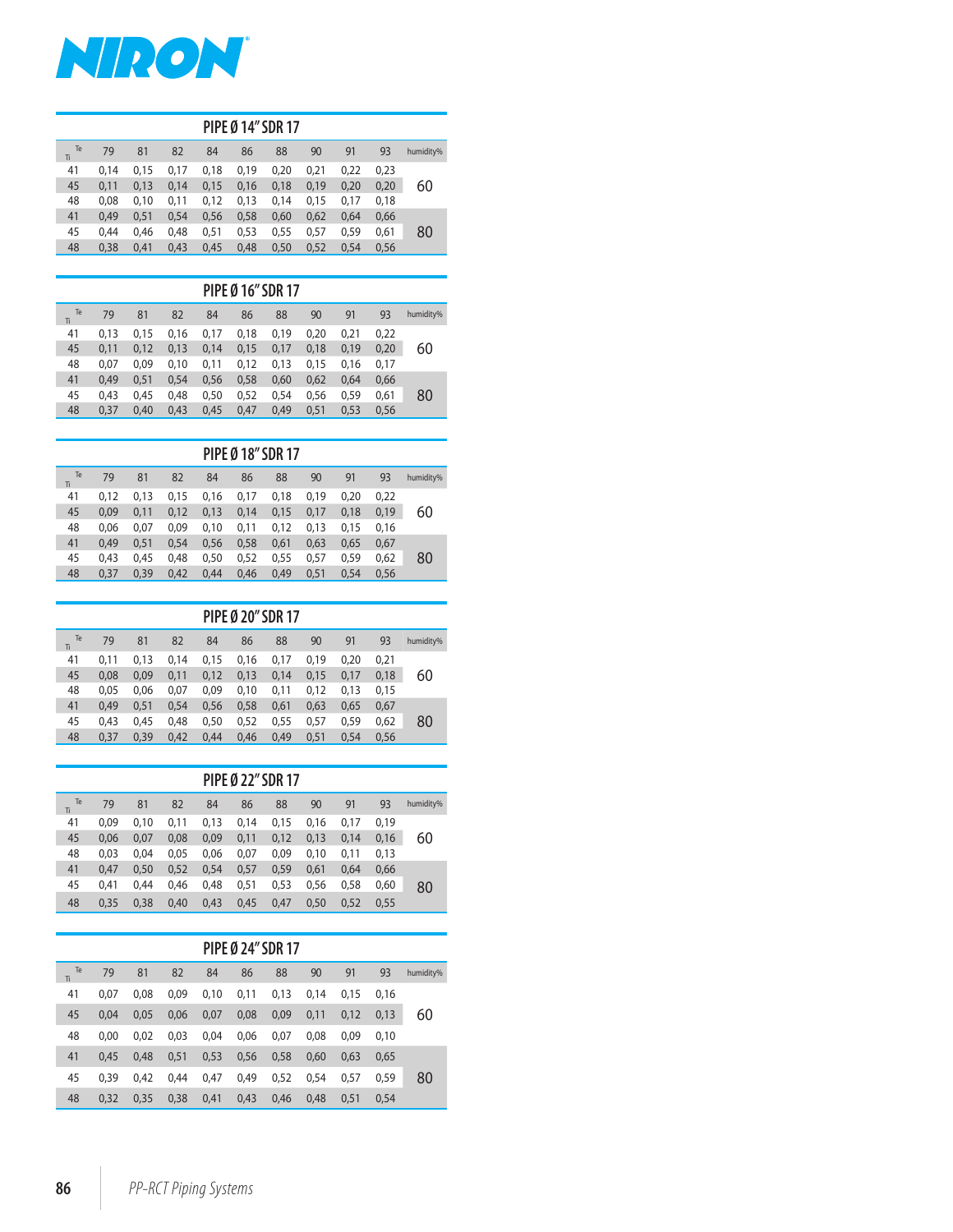## PIPE Ø 14" SDR 17

| Ti \ Te | 79 | 81 | 82 | 84 | 86 | 88 | 90 | 91 | 93 | humidity% |
|---|---|---|---|---|---|---|---|---|---|---|
| 41 | 0,14 | 0,15 | 0,17 | 0,18 | 0,19 | 0,20 | 0,21 | 0,22 | 0,23 | |
| 45 | 0,11 | 0,13 | 0,14 | 0,15 | 0,16 | 0,18 | 0,19 | 0,20 | 0,20 | 60 |
| 48 | 0,08 | 0,10 | 0,11 | 0,12 | 0,13 | 0,14 | 0,15 | 0,17 | 0,18 | |
| 41 | 0,49 | 0,51 | 0,54 | 0,56 | 0,58 | 0,60 | 0,62 | 0,64 | 0,66 | |
| 45 | 0,44 | 0,46 | 0,48 | 0,51 | 0,53 | 0,55 | 0,57 | 0,59 | 0,61 | 80 |
| 48 | 0,38 | 0,41 | 0,43 | 0,45 | 0,48 | 0,50 | 0,52 | 0,54 | 0,56 | |

## PIPE Ø 16" SDR 17

| Ti \ Te | 79 | 81 | 82 | 84 | 86 | 88 | 90 | 91 | 93 | humidity% |
|---|---|---|---|---|---|---|---|---|---|---|
| 41 | 0,13 | 0,15 | 0,16 | 0,17 | 0,18 | 0,19 | 0,20 | 0,21 | 0,22 | |
| 45 | 0,11 | 0,12 | 0,13 | 0,14 | 0,15 | 0,17 | 0,18 | 0,19 | 0,20 | 60 |
| 48 | 0,07 | 0,09 | 0,10 | 0,11 | 0,12 | 0,13 | 0,15 | 0,16 | 0,17 | |
| 41 | 0,49 | 0,51 | 0,54 | 0,56 | 0,58 | 0,60 | 0,62 | 0,64 | 0,66 | |
| 45 | 0,43 | 0,45 | 0,48 | 0,50 | 0,52 | 0,54 | 0,56 | 0,59 | 0,61 | 80 |
| 48 | 0,37 | 0,40 | 0,43 | 0,45 | 0,47 | 0,49 | 0,51 | 0,53 | 0,56 | |

## PIPE Ø 18" SDR 17

| Ti \ Te | 79 | 81 | 82 | 84 | 86 | 88 | 90 | 91 | 93 | humidity% |
|---|---|---|---|---|---|---|---|---|---|---|
| 41 | 0,12 | 0,13 | 0,15 | 0,16 | 0,17 | 0,18 | 0,19 | 0,20 | 0,22 | |
| 45 | 0,09 | 0,11 | 0,12 | 0,13 | 0,14 | 0,15 | 0,17 | 0,18 | 0,19 | 60 |
| 48 | 0,06 | 0,07 | 0,09 | 0,10 | 0,11 | 0,12 | 0,13 | 0,15 | 0,16 | |
| 41 | 0,49 | 0,51 | 0,54 | 0,56 | 0,58 | 0,61 | 0,63 | 0,65 | 0,67 | |
| 45 | 0,43 | 0,45 | 0,48 | 0,50 | 0,52 | 0,55 | 0,57 | 0,59 | 0,62 | 80 |
| 48 | 0,37 | 0,39 | 0,42 | 0,44 | 0,46 | 0,49 | 0,51 | 0,54 | 0,56 | |

## PIPE Ø 20" SDR 17

| Ti \ Te | 79 | 81 | 82 | 84 | 86 | 88 | 90 | 91 | 93 | humidity% |
|---|---|---|---|---|---|---|---|---|---|---|
| 41 | 0,11 | 0,13 | 0,14 | 0,15 | 0,16 | 0,17 | 0,19 | 0,20 | 0,21 | |
| 45 | 0,08 | 0,09 | 0,11 | 0,12 | 0,13 | 0,14 | 0,15 | 0,17 | 0,18 | 60 |
| 48 | 0,05 | 0,06 | 0,07 | 0,09 | 0,10 | 0,11 | 0,12 | 0,13 | 0,15 | |
| 41 | 0,49 | 0,51 | 0,54 | 0,56 | 0,58 | 0,61 | 0,63 | 0,65 | 0,67 | |
| 45 | 0,43 | 0,45 | 0,48 | 0,50 | 0,52 | 0,55 | 0,57 | 0,59 | 0,62 | 80 |
| 48 | 0,37 | 0,39 | 0,42 | 0,44 | 0,46 | 0,49 | 0,51 | 0,54 | 0,56 | |

## PIPE Ø 22" SDR 17

| Ti \ Te | 79 | 81 | 82 | 84 | 86 | 88 | 90 | 91 | 93 | humidity% |
|---|---|---|---|---|---|---|---|---|---|---|
| 41 | 0,09 | 0,10 | 0,11 | 0,13 | 0,14 | 0,15 | 0,16 | 0,17 | 0,19 | |
| 45 | 0,06 | 0,07 | 0,08 | 0,09 | 0,11 | 0,12 | 0,13 | 0,14 | 0,16 | 60 |
| 48 | 0,03 | 0,04 | 0,05 | 0,06 | 0,07 | 0,09 | 0,10 | 0,11 | 0,13 | |
| 41 | 0,47 | 0,50 | 0,52 | 0,54 | 0,57 | 0,59 | 0,61 | 0,64 | 0,66 | |
| 45 | 0,41 | 0,44 | 0,46 | 0,48 | 0,51 | 0,53 | 0,56 | 0,58 | 0,60 | 80 |
| 48 | 0,35 | 0,38 | 0,40 | 0,43 | 0,45 | 0,47 | 0,50 | 0,52 | 0,55 | |

## PIPE Ø 24" SDR 17

| Ti \ Te | 79 | 81 | 82 | 84 | 86 | 88 | 90 | 91 | 93 | humidity% |
|---|---|---|---|---|---|---|---|---|---|---|
| 41 | 0,07 | 0,08 | 0,09 | 0,10 | 0,11 | 0,13 | 0,14 | 0,15 | 0,16 | |
| 45 | 0,04 | 0,05 | 0,06 | 0,07 | 0,08 | 0,09 | 0,11 | 0,12 | 0,13 | 60 |
| 48 | 0,00 | 0,02 | 0,03 | 0,04 | 0,06 | 0,07 | 0,08 | 0,09 | 0,10 | |
| 41 | 0,45 | 0,48 | 0,51 | 0,53 | 0,56 | 0,58 | 0,60 | 0,63 | 0,65 | |
| 45 | 0,39 | 0,42 | 0,44 | 0,47 | 0,49 | 0,52 | 0,54 | 0,57 | 0,59 | 80 |
| 48 | 0,32 | 0,35 | 0,38 | 0,41 | 0,43 | 0,46 | 0,48 | 0,51 | 0,54 | |